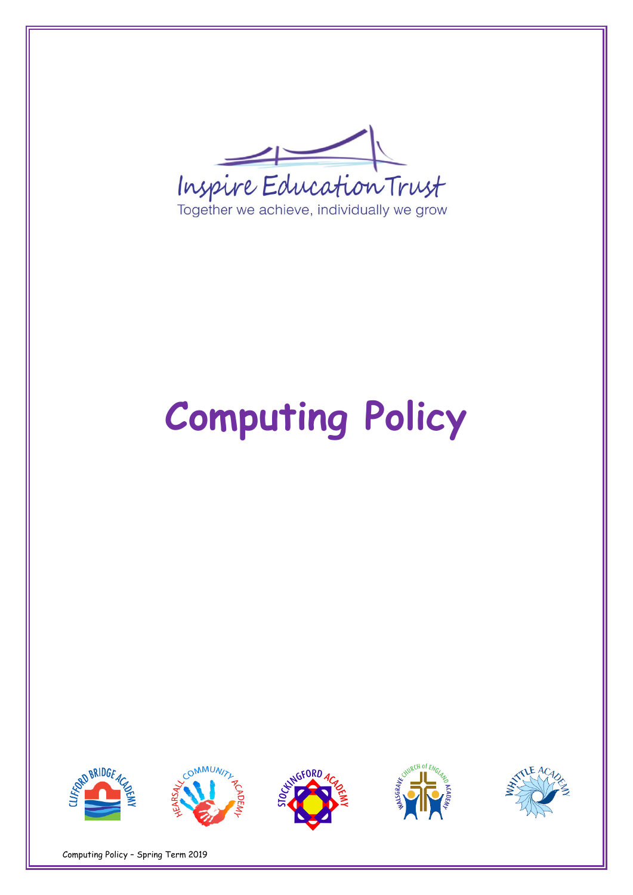Inspire Education Trust

Together we achieve, individually we grow

# Computing Policy

CLIFFORD BRIDGE ACADEMY

HEARSALL COMMUNITY ACADEMY

STOCKINGFORD ACADEMY

WALSGRAVE CHURCH of ENGLAND ACADEMY

WHITTLE ACADEMY

Computing Policy – Spring Term 2019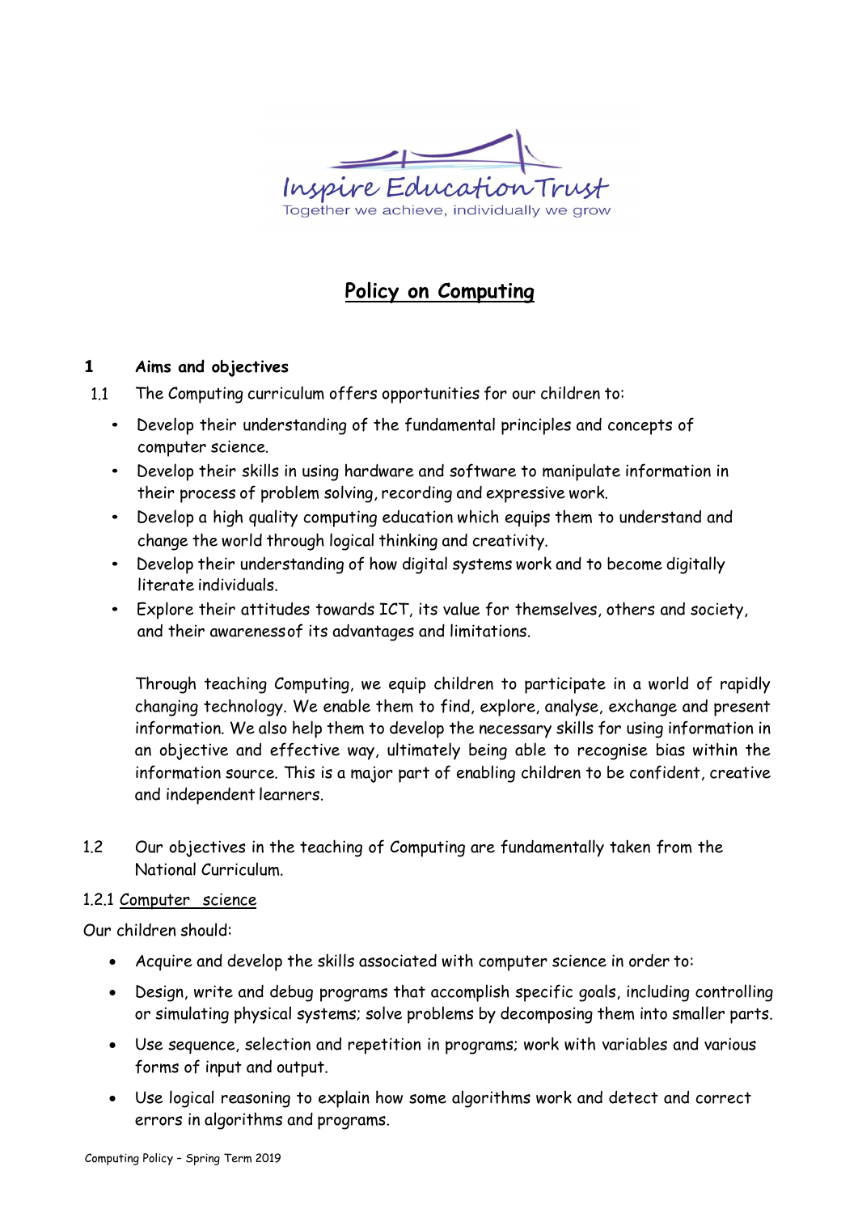Inspire Education Trust
Together we achieve, individually we grow

# Policy on Computing

## 1 Aims and objectives

1.1 The Computing curriculum offers opportunities for our children to:

- Develop their understanding of the fundamental principles and concepts of computer science.
- Develop their skills in using hardware and software to manipulate information in their process of problem solving, recording and expressive work.
- Develop a high quality computing education which equips them to understand and change the world through logical thinking and creativity.
- Develop their understanding of how digital systems work and to become digitally literate individuals.
- Explore their attitudes towards ICT, its value for themselves, others and society, and their awareness of its advantages and limitations.

Through teaching Computing, we equip children to participate in a world of rapidly changing technology. We enable them to find, explore, analyse, exchange and present information. We also help them to develop the necessary skills for using information in an objective and effective way, ultimately being able to recognise bias within the information source. This is a major part of enabling children to be confident, creative and independent learners.

1.2 Our objectives in the teaching of Computing are fundamentally taken from the National Curriculum.

1.2.1 Computer science

Our children should:

- Acquire and develop the skills associated with computer science in order to:
- Design, write and debug programs that accomplish specific goals, including controlling or simulating physical systems; solve problems by decomposing them into smaller parts.
- Use sequence, selection and repetition in programs; work with variables and various forms of input and output.
- Use logical reasoning to explain how some algorithms work and detect and correct errors in algorithms and programs.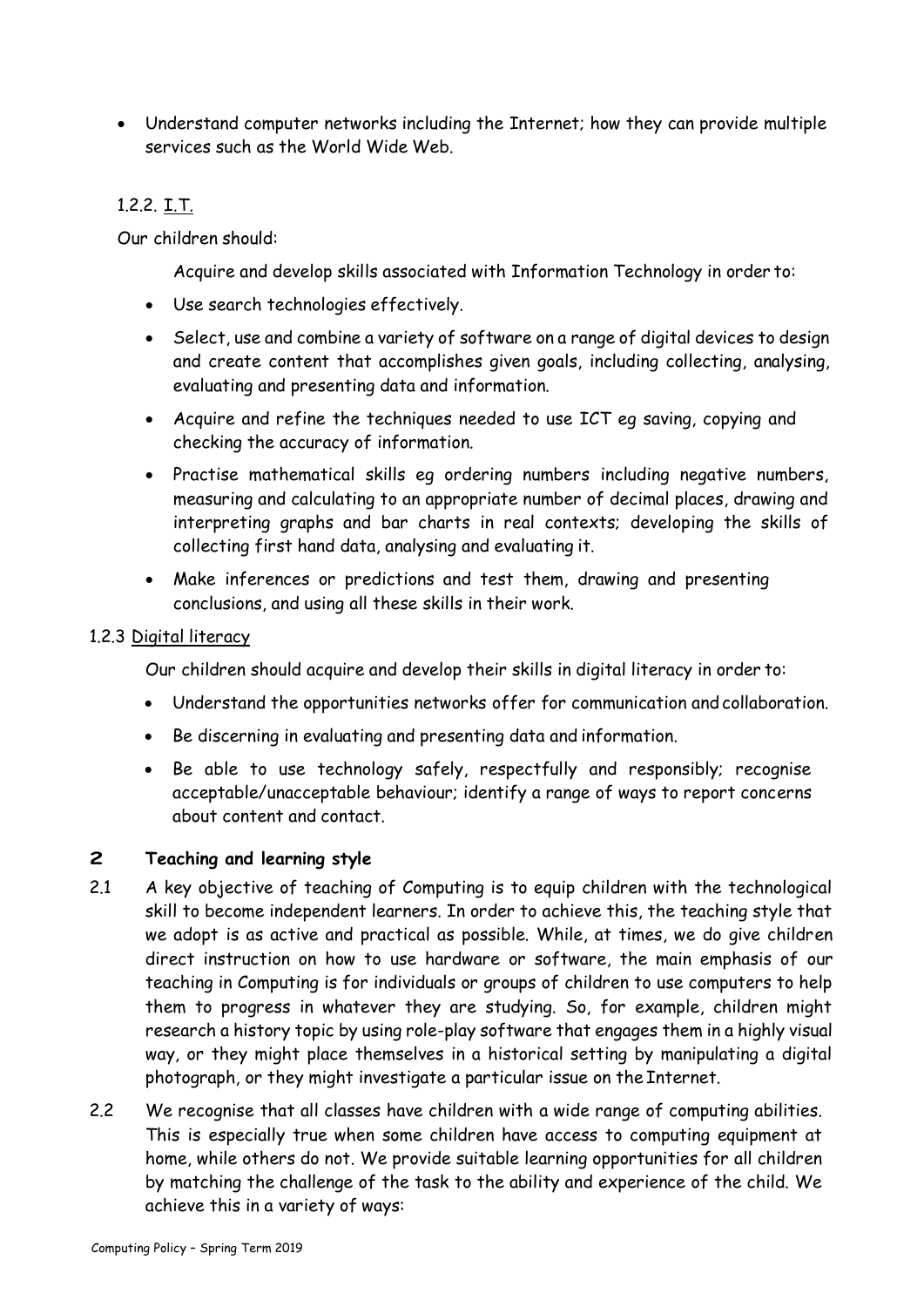- Understand computer networks including the Internet; how they can provide multiple services such as the World Wide Web.

1.2.2. I.T.

Our children should:

Acquire and develop skills associated with Information Technology in order to:

- Use search technologies effectively.
- Select, use and combine a variety of software on a range of digital devices to design and create content that accomplishes given goals, including collecting, analysing, evaluating and presenting data and information.
- Acquire and refine the techniques needed to use ICT eg saving, copying and checking the accuracy of information.
- Practise mathematical skills eg ordering numbers including negative numbers, measuring and calculating to an appropriate number of decimal places, drawing and interpreting graphs and bar charts in real contexts; developing the skills of collecting first hand data, analysing and evaluating it.
- Make inferences or predictions and test them, drawing and presenting conclusions, and using all these skills in their work.

1.2.3 Digital literacy

Our children should acquire and develop their skills in digital literacy in order to:

- Understand the opportunities networks offer for communication and collaboration.
- Be discerning in evaluating and presenting data and information.
- Be able to use technology safely, respectfully and responsibly; recognise acceptable/unacceptable behaviour; identify a range of ways to report concerns about content and contact.

## 2 Teaching and learning style

2.1 A key objective of teaching of Computing is to equip children with the technological skill to become independent learners. In order to achieve this, the teaching style that we adopt is as active and practical as possible. While, at times, we do give children direct instruction on how to use hardware or software, the main emphasis of our teaching in Computing is for individuals or groups of children to use computers to help them to progress in whatever they are studying. So, for example, children might research a history topic by using role-play software that engages them in a highly visual way, or they might place themselves in a historical setting by manipulating a digital photograph, or they might investigate a particular issue on the Internet.

2.2 We recognise that all classes have children with a wide range of computing abilities. This is especially true when some children have access to computing equipment at home, while others do not. We provide suitable learning opportunities for all children by matching the challenge of the task to the ability and experience of the child. We achieve this in a variety of ways: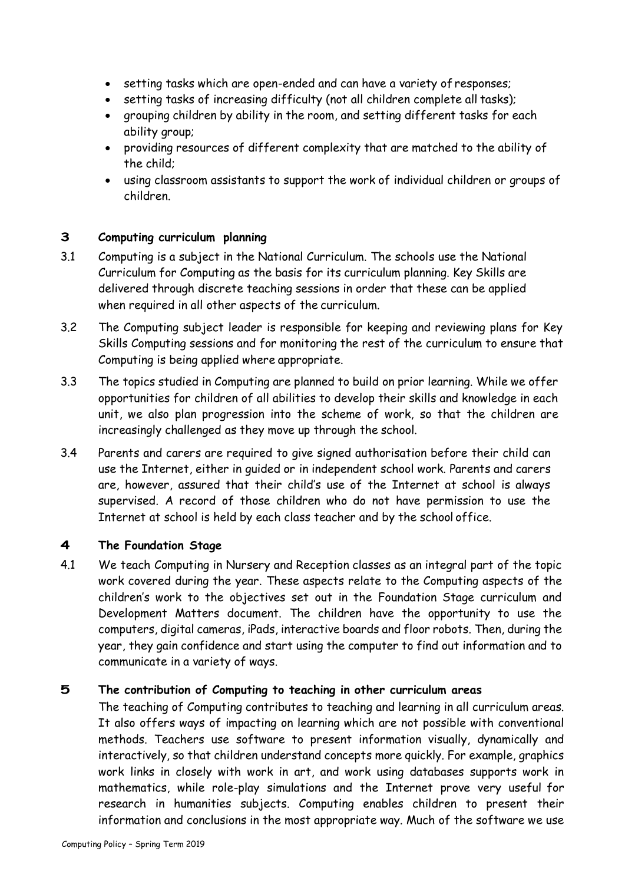- setting tasks which are open-ended and can have a variety of responses;
- setting tasks of increasing difficulty (not all children complete all tasks);
- grouping children by ability in the room, and setting different tasks for each ability group;
- providing resources of different complexity that are matched to the ability of the child;
- using classroom assistants to support the work of individual children or groups of children.

## 3 Computing curriculum planning

3.1 Computing is a subject in the National Curriculum. The schools use the National Curriculum for Computing as the basis for its curriculum planning. Key Skills are delivered through discrete teaching sessions in order that these can be applied when required in all other aspects of the curriculum.

3.2 The Computing subject leader is responsible for keeping and reviewing plans for Key Skills Computing sessions and for monitoring the rest of the curriculum to ensure that Computing is being applied where appropriate.

3.3 The topics studied in Computing are planned to build on prior learning. While we offer opportunities for children of all abilities to develop their skills and knowledge in each unit, we also plan progression into the scheme of work, so that the children are increasingly challenged as they move up through the school.

3.4 Parents and carers are required to give signed authorisation before their child can use the Internet, either in guided or in independent school work. Parents and carers are, however, assured that their child's use of the Internet at school is always supervised. A record of those children who do not have permission to use the Internet at school is held by each class teacher and by the school office.

## 4 The Foundation Stage

4.1 We teach Computing in Nursery and Reception classes as an integral part of the topic work covered during the year. These aspects relate to the Computing aspects of the children's work to the objectives set out in the Foundation Stage curriculum and Development Matters document. The children have the opportunity to use the computers, digital cameras, iPads, interactive boards and floor robots. Then, during the year, they gain confidence and start using the computer to find out information and to communicate in a variety of ways.

## 5 The contribution of Computing to teaching in other curriculum areas

The teaching of Computing contributes to teaching and learning in all curriculum areas. It also offers ways of impacting on learning which are not possible with conventional methods. Teachers use software to present information visually, dynamically and interactively, so that children understand concepts more quickly. For example, graphics work links in closely with work in art, and work using databases supports work in mathematics, while role-play simulations and the Internet prove very useful for research in humanities subjects. Computing enables children to present their information and conclusions in the most appropriate way. Much of the software we use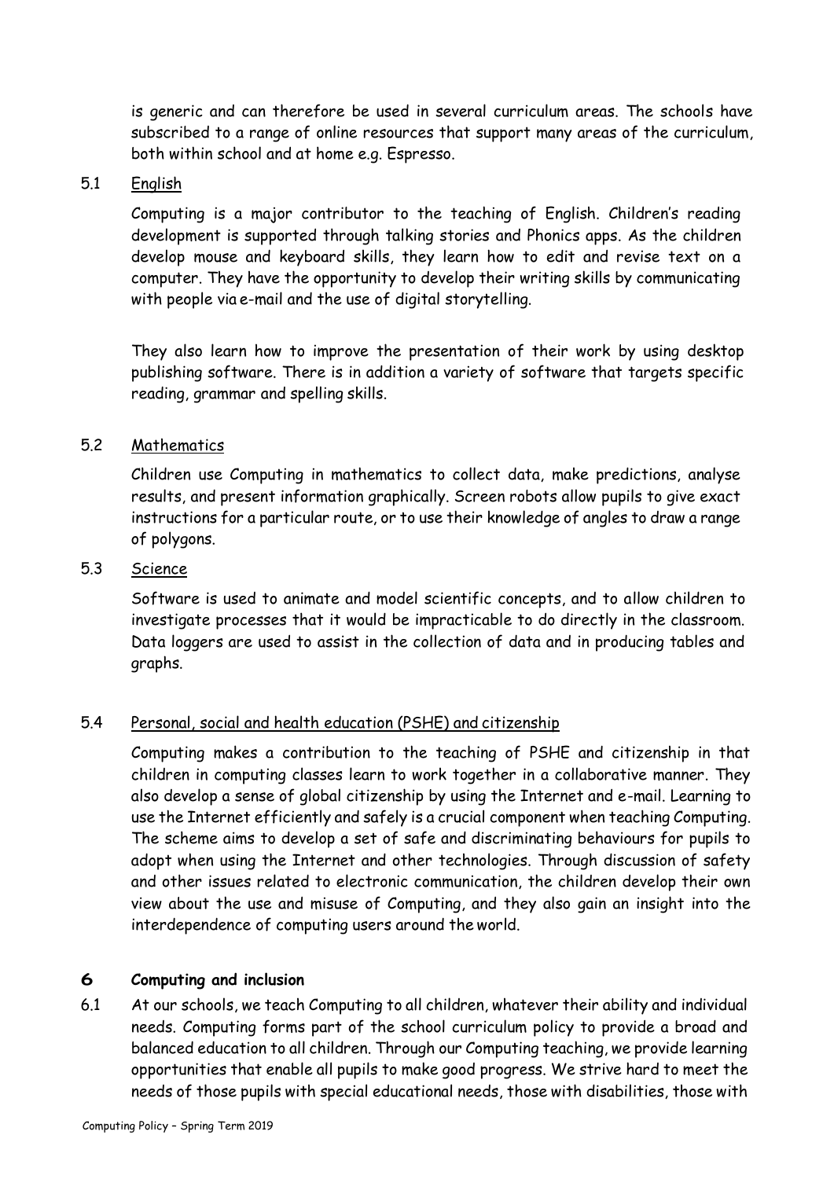is generic and can therefore be used in several curriculum areas. The schools have subscribed to a range of online resources that support many areas of the curriculum, both within school and at home e.g. Espresso.

5.1 English

Computing is a major contributor to the teaching of English. Children's reading development is supported through talking stories and Phonics apps. As the children develop mouse and keyboard skills, they learn how to edit and revise text on a computer. They have the opportunity to develop their writing skills by communicating with people via e-mail and the use of digital storytelling.

They also learn how to improve the presentation of their work by using desktop publishing software. There is in addition a variety of software that targets specific reading, grammar and spelling skills.

5.2 Mathematics

Children use Computing in mathematics to collect data, make predictions, analyse results, and present information graphically. Screen robots allow pupils to give exact instructions for a particular route, or to use their knowledge of angles to draw a range of polygons.

5.3 Science

Software is used to animate and model scientific concepts, and to allow children to investigate processes that it would be impracticable to do directly in the classroom. Data loggers are used to assist in the collection of data and in producing tables and graphs.

5.4 Personal, social and health education (PSHE) and citizenship

Computing makes a contribution to the teaching of PSHE and citizenship in that children in computing classes learn to work together in a collaborative manner. They also develop a sense of global citizenship by using the Internet and e-mail. Learning to use the Internet efficiently and safely is a crucial component when teaching Computing. The scheme aims to develop a set of safe and discriminating behaviours for pupils to adopt when using the Internet and other technologies. Through discussion of safety and other issues related to electronic communication, the children develop their own view about the use and misuse of Computing, and they also gain an insight into the interdependence of computing users around the world.

## 6 Computing and inclusion

6.1 At our schools, we teach Computing to all children, whatever their ability and individual needs. Computing forms part of the school curriculum policy to provide a broad and balanced education to all children. Through our Computing teaching, we provide learning opportunities that enable all pupils to make good progress. We strive hard to meet the needs of those pupils with special educational needs, those with disabilities, those with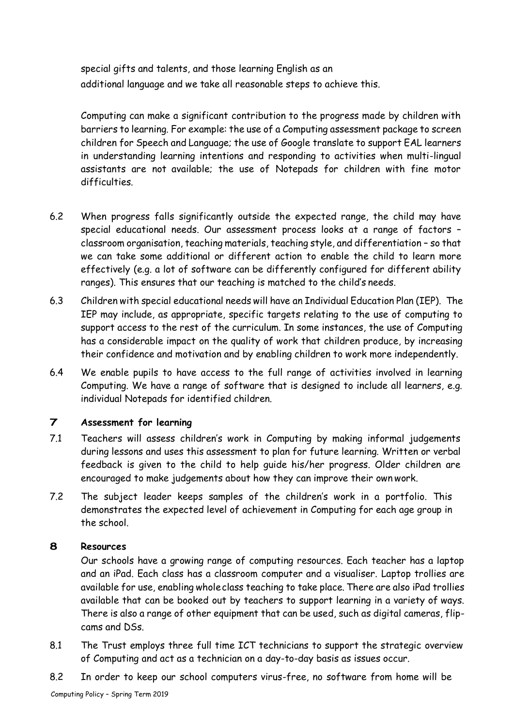special gifts and talents, and those learning English as an additional language and we take all reasonable steps to achieve this.

Computing can make a significant contribution to the progress made by children with barriers to learning. For example: the use of a Computing assessment package to screen children for Speech and Language; the use of Google translate to support EAL learners in understanding learning intentions and responding to activities when multi-lingual assistants are not available; the use of Notepads for children with fine motor difficulties.

6.2 When progress falls significantly outside the expected range, the child may have special educational needs. Our assessment process looks at a range of factors – classroom organisation, teaching materials, teaching style, and differentiation – so that we can take some additional or different action to enable the child to learn more effectively (e.g. a lot of software can be differently configured for different ability ranges). This ensures that our teaching is matched to the child's needs.

6.3 Children with special educational needs will have an Individual Education Plan (IEP). The IEP may include, as appropriate, specific targets relating to the use of computing to support access to the rest of the curriculum. In some instances, the use of Computing has a considerable impact on the quality of work that children produce, by increasing their confidence and motivation and by enabling children to work more independently.

6.4 We enable pupils to have access to the full range of activities involved in learning Computing. We have a range of software that is designed to include all learners, e.g. individual Notepads for identified children.

## 7 Assessment for learning

7.1 Teachers will assess children's work in Computing by making informal judgements during lessons and uses this assessment to plan for future learning. Written or verbal feedback is given to the child to help guide his/her progress. Older children are encouraged to make judgements about how they can improve their own work.

7.2 The subject leader keeps samples of the children's work in a portfolio. This demonstrates the expected level of achievement in Computing for each age group in the school.

## 8 Resources

Our schools have a growing range of computing resources. Each teacher has a laptop and an iPad. Each class has a classroom computer and a visualiser. Laptop trollies are available for use, enabling whole class teaching to take place. There are also iPad trollies available that can be booked out by teachers to support learning in a variety of ways. There is also a range of other equipment that can be used, such as digital cameras, flip-cams and DSs.

8.1 The Trust employs three full time ICT technicians to support the strategic overview of Computing and act as a technician on a day-to-day basis as issues occur.

8.2 In order to keep our school computers virus-free, no software from home will be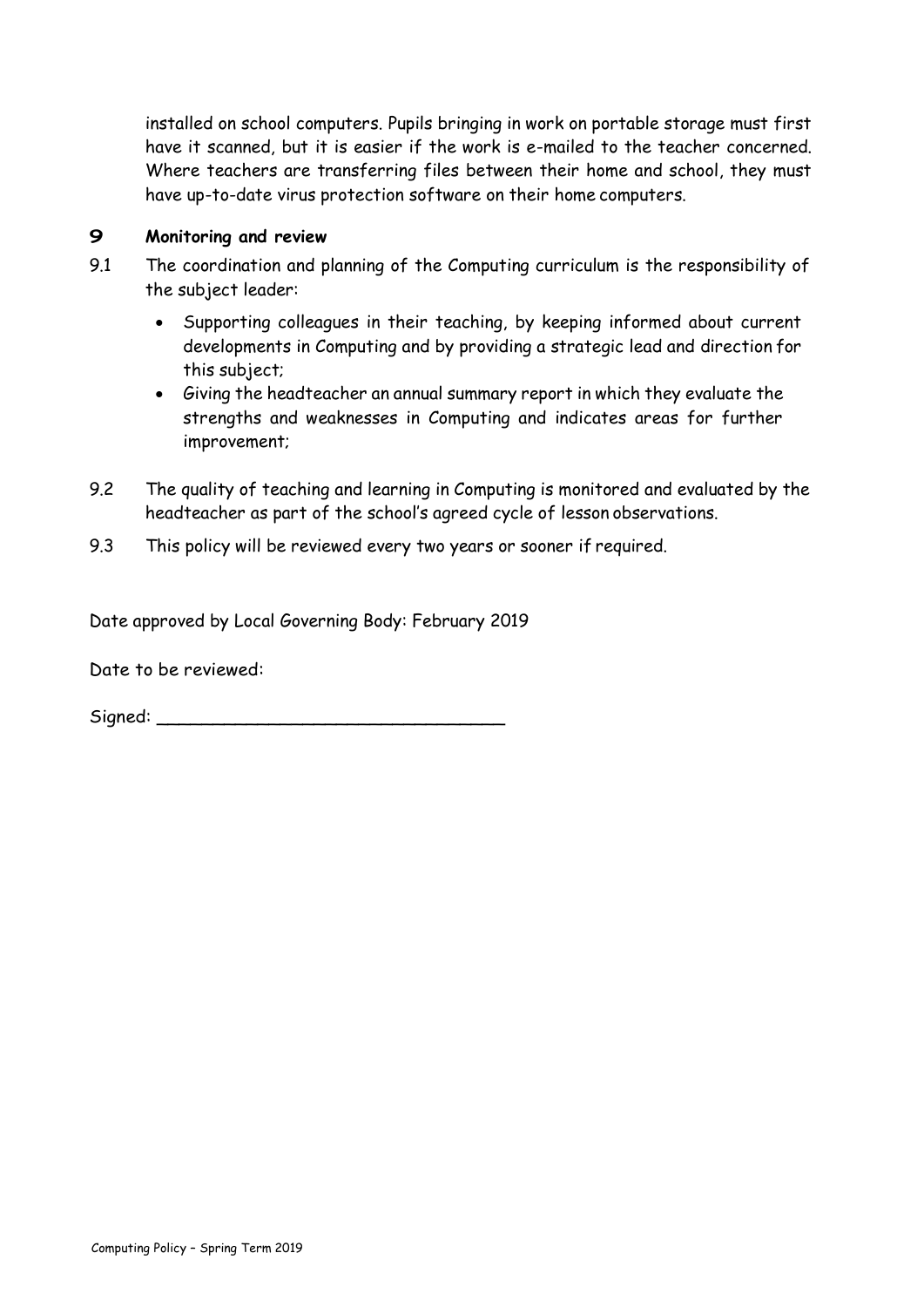installed on school computers. Pupils bringing in work on portable storage must first have it scanned, but it is easier if the work is e-mailed to the teacher concerned. Where teachers are transferring files between their home and school, they must have up-to-date virus protection software on their home computers.

## 9 Monitoring and review

9.1 The coordination and planning of the Computing curriculum is the responsibility of the subject leader:

- Supporting colleagues in their teaching, by keeping informed about current developments in Computing and by providing a strategic lead and direction for this subject;
- Giving the headteacher an annual summary report in which they evaluate the strengths and weaknesses in Computing and indicates areas for further improvement;

9.2 The quality of teaching and learning in Computing is monitored and evaluated by the headteacher as part of the school's agreed cycle of lesson observations.

9.3 This policy will be reviewed every two years or sooner if required.

Date approved by Local Governing Body: February 2019

Date to be reviewed:

Signed: ________________________________